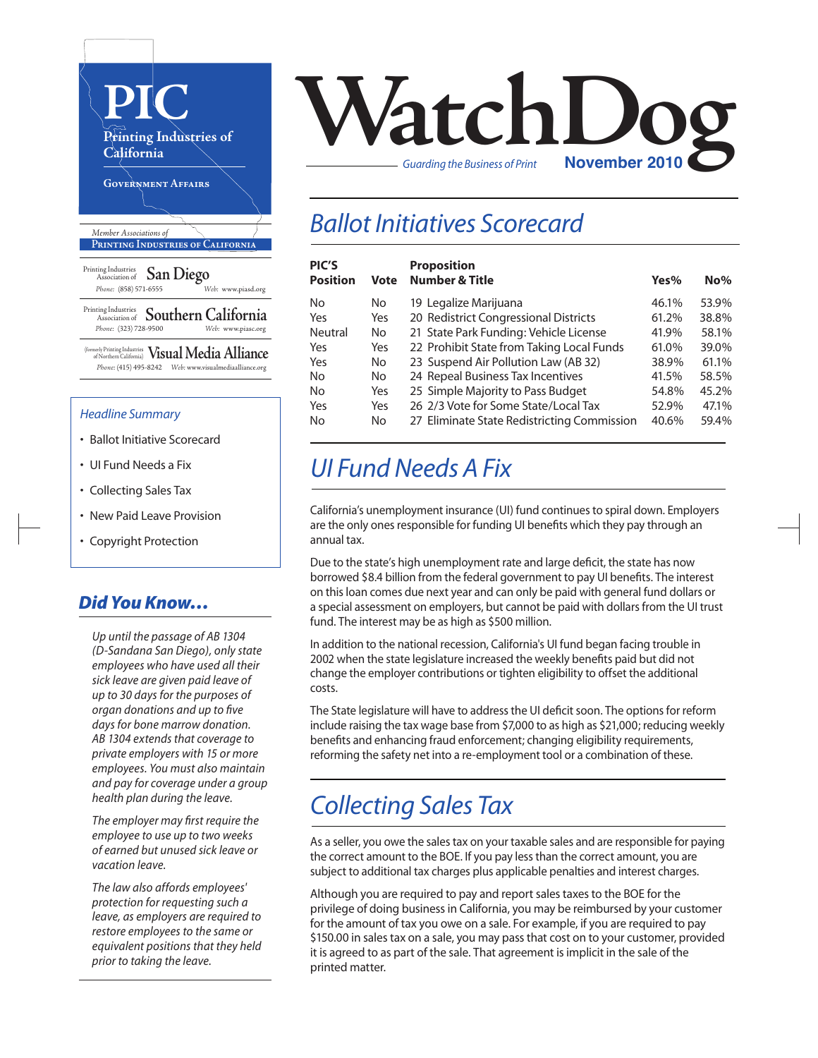# WatchDog

*Guarding the Business of Print* **November 2010**

**PIC**
Printing Industries of California
GOVERNMENT AFFAIRS

*Member Associations of*
PRINTING INDUSTRIES OF CALIFORNIA

Printing Industries Association of **San Diego**
*Phone:* (858) 571-6555 *Web:* www.piasd.org

Printing Industries Association of **Southern California**
*Phone:* (323) 728-9500 *Web:* www.piasc.org

(formerly Printing Industries of Northern California) **Visual Media Alliance**
*Phone:* (415) 495-8242 *Web:* www.visualmediaalliance.org

*Headline Summary*

- Ballot Initiative Scorecard
- UI Fund Needs a Fix
- Collecting Sales Tax
- New Paid Leave Provision
- Copyright Protection

## *Did You Know…*

*Up until the passage of AB 1304 (D-Sandana San Diego), only state employees who have used all their sick leave are given paid leave of up to 30 days for the purposes of organ donations and up to five days for bone marrow donation. AB 1304 extends that coverage to private employers with 15 or more employees. You must also maintain and pay for coverage under a group health plan during the leave.*

*The employer may first require the employee to use up to two weeks of earned but unused sick leave or vacation leave.*

*The law also affords employees' protection for requesting such a leave, as employers are required to restore employees to the same or equivalent positions that they held prior to taking the leave.*

## *Ballot Initiatives Scorecard*

| PIC'S Position | Vote | Proposition Number & Title | Yes% | No% |
|---|---|---|---|---|
| No | No | 19 Legalize Marijuana | 46.1% | 53.9% |
| Yes | Yes | 20 Redistrict Congressional Districts | 61.2% | 38.8% |
| Neutral | No | 21 State Park Funding: Vehicle License | 41.9% | 58.1% |
| Yes | Yes | 22 Prohibit State from Taking Local Funds | 61.0% | 39.0% |
| Yes | No | 23 Suspend Air Pollution Law (AB 32) | 38.9% | 61.1% |
| No | No | 24 Repeal Business Tax Incentives | 41.5% | 58.5% |
| No | Yes | 25 Simple Majority to Pass Budget | 54.8% | 45.2% |
| Yes | Yes | 26 2/3 Vote for Some State/Local Tax | 52.9% | 47.1% |
| No | No | 27 Eliminate State Redistricting Commission | 40.6% | 59.4% |

## *UI Fund Needs A Fix*

California's unemployment insurance (UI) fund continues to spiral down. Employers are the only ones responsible for funding UI benefits which they pay through an annual tax.

Due to the state's high unemployment rate and large deficit, the state has now borrowed $8.4 billion from the federal government to pay UI benefits. The interest on this loan comes due next year and can only be paid with general fund dollars or a special assessment on employers, but cannot be paid with dollars from the UI trust fund. The interest may be as high as $500 million.

In addition to the national recession, California's UI fund began facing trouble in 2002 when the state legislature increased the weekly benefits paid but did not change the employer contributions or tighten eligibility to offset the additional costs.

The State legislature will have to address the UI deficit soon. The options for reform include raising the tax wage base from $7,000 to as high as $21,000; reducing weekly benefits and enhancing fraud enforcement; changing eligibility requirements, reforming the safety net into a re-employment tool or a combination of these.

## *Collecting Sales Tax*

As a seller, you owe the sales tax on your taxable sales and are responsible for paying the correct amount to the BOE. If you pay less than the correct amount, you are subject to additional tax charges plus applicable penalties and interest charges.

Although you are required to pay and report sales taxes to the BOE for the privilege of doing business in California, you may be reimbursed by your customer for the amount of tax you owe on a sale. For example, if you are required to pay $150.00 in sales tax on a sale, you may pass that cost on to your customer, provided it is agreed to as part of the sale. That agreement is implicit in the sale of the printed matter.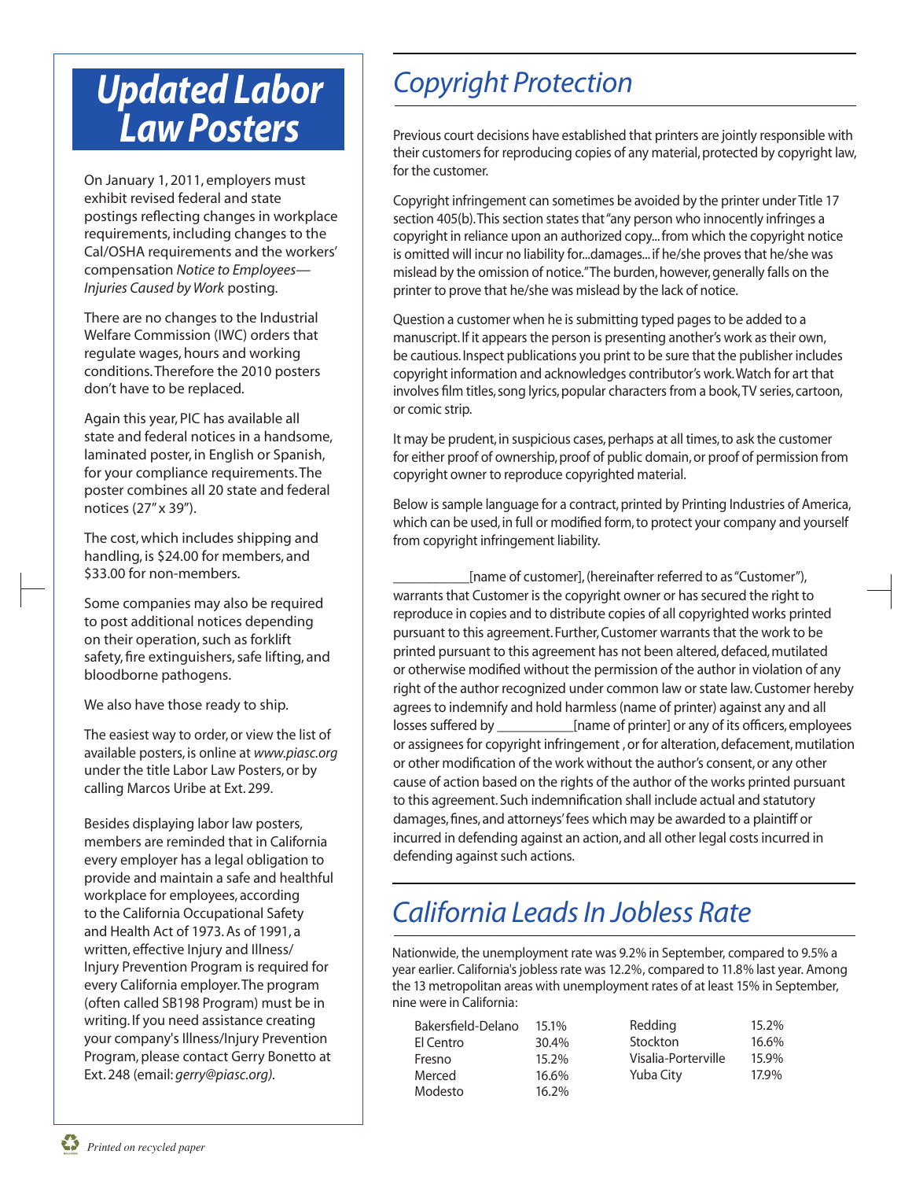# Updated Labor Law Posters

On January 1, 2011, employers must exhibit revised federal and state postings reflecting changes in workplace requirements, including changes to the Cal/OSHA requirements and the workers' compensation *Notice to Employees—Injuries Caused by Work* posting.

There are no changes to the Industrial Welfare Commission (IWC) orders that regulate wages, hours and working conditions. Therefore the 2010 posters don't have to be replaced.

Again this year, PIC has available all state and federal notices in a handsome, laminated poster, in English or Spanish, for your compliance requirements. The poster combines all 20 state and federal notices (27" x 39").

The cost, which includes shipping and handling, is $24.00 for members, and $33.00 for non-members.

Some companies may also be required to post additional notices depending on their operation, such as forklift safety, fire extinguishers, safe lifting, and bloodborne pathogens.

We also have those ready to ship.

The easiest way to order, or view the list of available posters, is online at *www.piasc.org* under the title Labor Law Posters, or by calling Marcos Uribe at Ext. 299.

Besides displaying labor law posters, members are reminded that in California every employer has a legal obligation to provide and maintain a safe and healthful workplace for employees, according to the California Occupational Safety and Health Act of 1973. As of 1991, a written, effective Injury and Illness/Injury Prevention Program is required for every California employer. The program (often called SB198 Program) must be in writing. If you need assistance creating your company's Illness/Injury Prevention Program, please contact Gerry Bonetto at Ext. 248 (email: *gerry@piasc.org)*.

# Copyright Protection

Previous court decisions have established that printers are jointly responsible with their customers for reproducing copies of any material, protected by copyright law, for the customer.

Copyright infringement can sometimes be avoided by the printer under Title 17 section 405(b). This section states that "any person who innocently infringes a copyright in reliance upon an authorized copy... from which the copyright notice is omitted will incur no liability for...damages... if he/she proves that he/she was mislead by the omission of notice." The burden, however, generally falls on the printer to prove that he/she was mislead by the lack of notice.

Question a customer when he is submitting typed pages to be added to a manuscript. If it appears the person is presenting another's work as their own, be cautious. Inspect publications you print to be sure that the publisher includes copyright information and acknowledges contributor's work. Watch for art that involves film titles, song lyrics, popular characters from a book, TV series, cartoon, or comic strip.

It may be prudent, in suspicious cases, perhaps at all times, to ask the customer for either proof of ownership, proof of public domain, or proof of permission from copyright owner to reproduce copyrighted material.

Below is sample language for a contract, printed by Printing Industries of America, which can be used, in full or modified form, to protect your company and yourself from copyright infringement liability.

___________[name of customer], (hereinafter referred to as "Customer"), warrants that Customer is the copyright owner or has secured the right to reproduce in copies and to distribute copies of all copyrighted works printed pursuant to this agreement. Further, Customer warrants that the work to be printed pursuant to this agreement has not been altered, defaced, mutilated or otherwise modified without the permission of the author in violation of any right of the author recognized under common law or state law. Customer hereby agrees to indemnify and hold harmless (name of printer) against any and all losses suffered by ___________[name of printer] or any of its officers, employees or assignees for copyright infringement , or for alteration, defacement, mutilation or other modification of the work without the author's consent, or any other cause of action based on the rights of the author of the works printed pursuant to this agreement. Such indemnification shall include actual and statutory damages, fines, and attorneys' fees which may be awarded to a plaintiff or incurred in defending against an action, and all other legal costs incurred in defending against such actions.

# California Leads In Jobless Rate

Nationwide, the unemployment rate was 9.2% in September, compared to 9.5% a year earlier. California's jobless rate was 12.2%, compared to 11.8% last year. Among the 13 metropolitan areas with unemployment rates of at least 15% in September, nine were in California:

| | | | |
|---|---|---|---|
| Bakersfield-Delano | 15.1% | Redding | 15.2% |
| El Centro | 30.4% | Stockton | 16.6% |
| Fresno | 15.2% | Visalia-Porterville | 15.9% |
| Merced | 16.6% | Yuba City | 17.9% |
| Modesto | 16.2% | | |

*Printed on recycled paper*